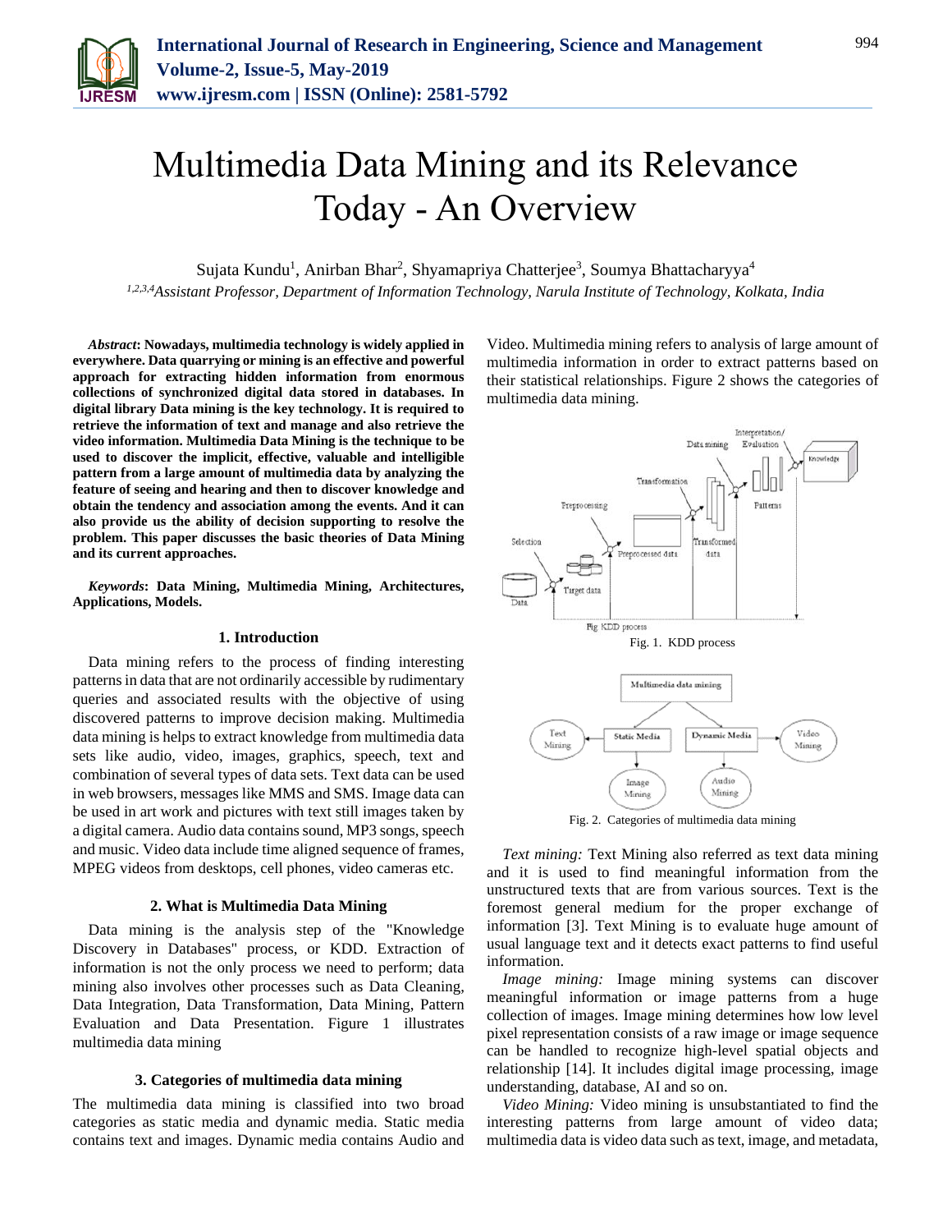# Multimedia Data Mining and its Relevance Today - An Overview

Sujata Kundu[1], Anirban Bhar[2], Shyamapriya Chatterjee[3], Soumya Bhattacharyya[4]

[1,2,3,4]*Assistant Professor, Department of Information Technology, Narula Institute of Technology, Kolkata, India*

***Abstract*: Nowadays, multimedia technology is widely applied in everywhere. Data quarrying or mining is an effective and powerful approach for extracting hidden information from enormous collections of synchronized digital data stored in databases. In digital library Data mining is the key technology. It is required to retrieve the information of text and manage and also retrieve the video information. Multimedia Data Mining is the technique to be used to discover the implicit, effective, valuable and intelligible pattern from a large amount of multimedia data by analyzing the feature of seeing and hearing and then to discover knowledge and obtain the tendency and association among the events. And it can also provide us the ability of decision supporting to resolve the problem. This paper discusses the basic theories of Data Mining and its current approaches.**

***Keywords*: Data Mining, Multimedia Mining, Architectures, Applications, Models.**

## 1. Introduction

Data mining refers to the process of finding interesting patterns in data that are not ordinarily accessible by rudimentary queries and associated results with the objective of using discovered patterns to improve decision making. Multimedia data mining is helps to extract knowledge from multimedia data sets like audio, video, images, graphics, speech, text and combination of several types of data sets. Text data can be used in web browsers, messages like MMS and SMS. Image data can be used in art work and pictures with text still images taken by a digital camera. Audio data contains sound, MP3 songs, speech and music. Video data include time aligned sequence of frames, MPEG videos from desktops, cell phones, video cameras etc.

## 2. What is Multimedia Data Mining

Data mining is the analysis step of the "Knowledge Discovery in Databases" process, or KDD. Extraction of information is not the only process we need to perform; data mining also involves other processes such as Data Cleaning, Data Integration, Data Transformation, Data Mining, Pattern Evaluation and Data Presentation. Figure 1 illustrates multimedia data mining

## 3. Categories of multimedia data mining

The multimedia data mining is classified into two broad categories as static media and dynamic media. Static media contains text and images. Dynamic media contains Audio and Video. Multimedia mining refers to analysis of large amount of multimedia information in order to extract patterns based on their statistical relationships. Figure 2 shows the categories of multimedia data mining.

Fig. 1. KDD process

Fig. 2. Categories of multimedia data mining

*Text mining:* Text Mining also referred as text data mining and it is used to find meaningful information from the unstructured texts that are from various sources. Text is the foremost general medium for the proper exchange of information [3]. Text Mining is to evaluate huge amount of usual language text and it detects exact patterns to find useful information.

*Image mining:* Image mining systems can discover meaningful information or image patterns from a huge collection of images. Image mining determines how low level pixel representation consists of a raw image or image sequence can be handled to recognize high-level spatial objects and relationship [14]. It includes digital image processing, image understanding, database, AI and so on.

*Video Mining:* Video mining is unsubstantiated to find the interesting patterns from large amount of video data; multimedia data is video data such as text, image, and metadata,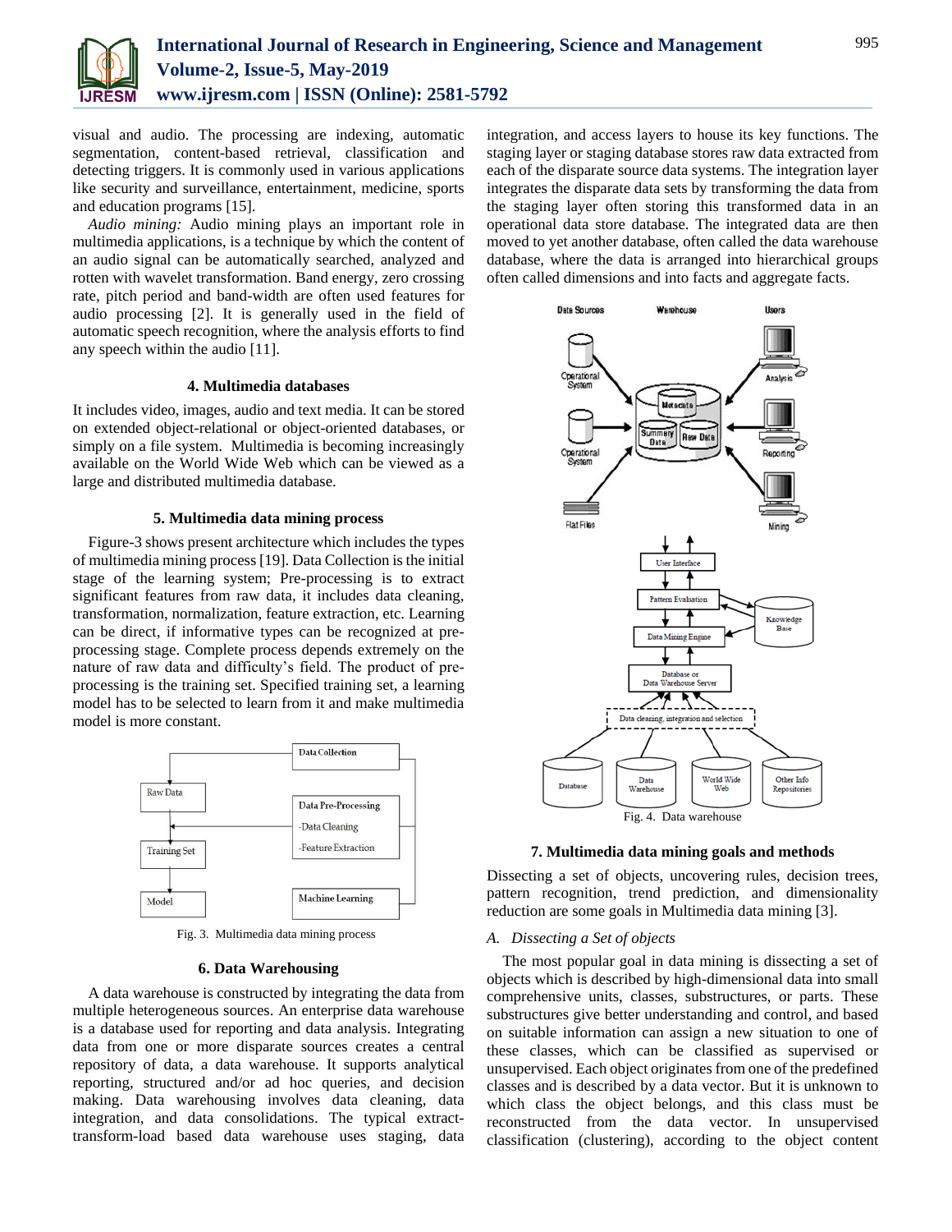visual and audio. The processing are indexing, automatic segmentation, content-based retrieval, classification and detecting triggers. It is commonly used in various applications like security and surveillance, entertainment, medicine, sports and education programs [15].

*Audio mining:* Audio mining plays an important role in multimedia applications, is a technique by which the content of an audio signal can be automatically searched, analyzed and rotten with wavelet transformation. Band energy, zero crossing rate, pitch period and band-width are often used features for audio processing [2]. It is generally used in the field of automatic speech recognition, where the analysis efforts to find any speech within the audio [11].

### 4. Multimedia databases

It includes video, images, audio and text media. It can be stored on extended object-relational or object-oriented databases, or simply on a file system. Multimedia is becoming increasingly available on the World Wide Web which can be viewed as a large and distributed multimedia database.

### 5. Multimedia data mining process

Figure-3 shows present architecture which includes the types of multimedia mining process [19]. Data Collection is the initial stage of the learning system; Pre-processing is to extract significant features from raw data, it includes data cleaning, transformation, normalization, feature extraction, etc. Learning can be direct, if informative types can be recognized at pre-processing stage. Complete process depends extremely on the nature of raw data and difficulty's field. The product of pre-processing is the training set. Specified training set, a learning model has to be selected to learn from it and make multimedia model is more constant.

Fig. 3. Multimedia data mining process

### 6. Data Warehousing

A data warehouse is constructed by integrating the data from multiple heterogeneous sources. An enterprise data warehouse is a database used for reporting and data analysis. Integrating data from one or more disparate sources creates a central repository of data, a data warehouse. It supports analytical reporting, structured and/or ad hoc queries, and decision making. Data warehousing involves data cleaning, data integration, and data consolidations. The typical extract-transform-load based data warehouse uses staging, data integration, and access layers to house its key functions. The staging layer or staging database stores raw data extracted from each of the disparate source data systems. The integration layer integrates the disparate data sets by transforming the data from the staging layer often storing this transformed data in an operational data store database. The integrated data are then moved to yet another database, often called the data warehouse database, where the data is arranged into hierarchical groups often called dimensions and into facts and aggregate facts.

Fig. 4. Data warehouse

### 7. Multimedia data mining goals and methods

Dissecting a set of objects, uncovering rules, decision trees, pattern recognition, trend prediction, and dimensionality reduction are some goals in Multimedia data mining [3].

*A. Dissecting a Set of objects*

The most popular goal in data mining is dissecting a set of objects which is described by high-dimensional data into small comprehensive units, classes, substructures, or parts. These substructures give better understanding and control, and based on suitable information can assign a new situation to one of these classes, which can be classified as supervised or unsupervised. Each object originates from one of the predefined classes and is described by a data vector. But it is unknown to which class the object belongs, and this class must be reconstructed from the data vector. In unsupervised classification (clustering), according to the object content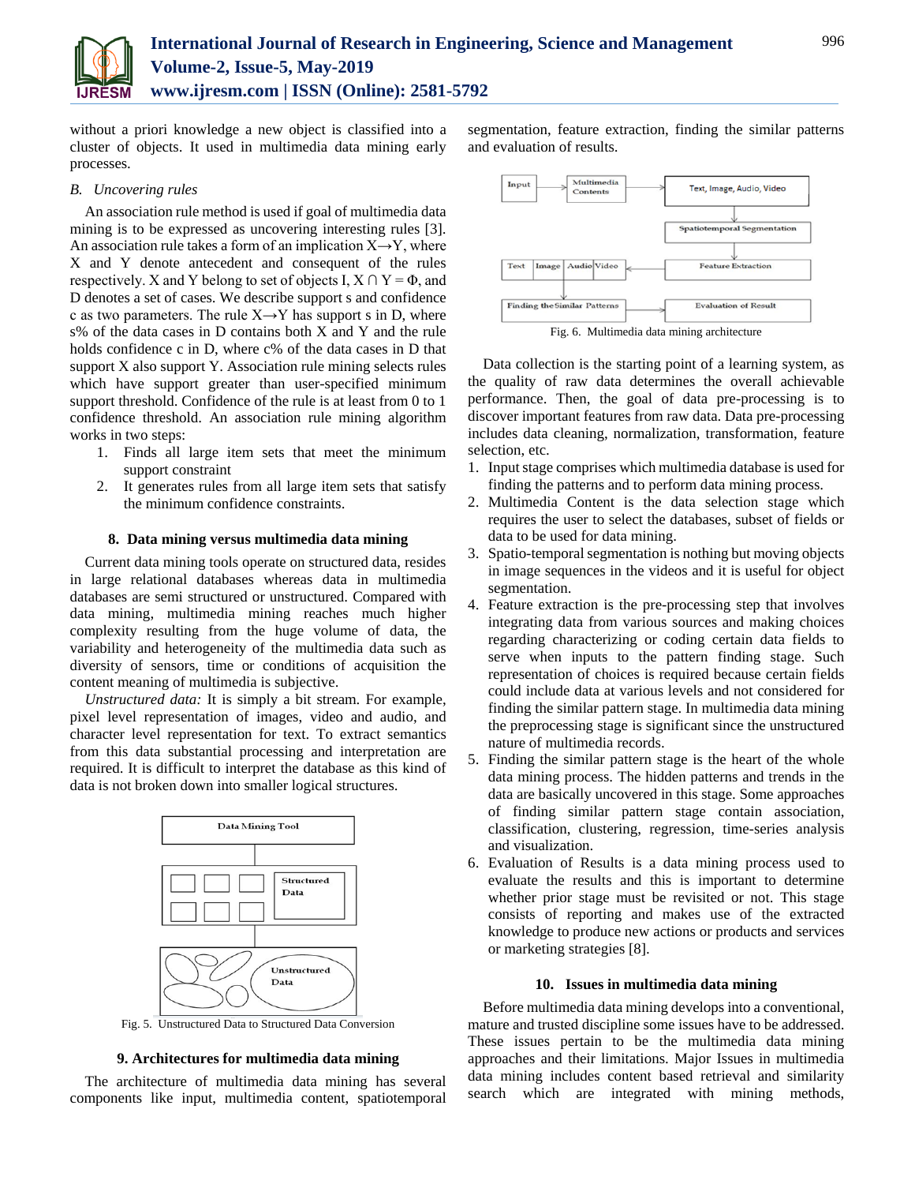without a priori knowledge a new object is classified into a cluster of objects. It used in multimedia data mining early processes.

*B. Uncovering rules*

An association rule method is used if goal of multimedia data mining is to be expressed as uncovering interesting rules [3]. An association rule takes a form of an implication X→Y, where X and Y denote antecedent and consequent of the rules respectively. X and Y belong to set of objects I, X ∩ Y = Φ, and D denotes a set of cases. We describe support s and confidence c as two parameters. The rule X→Y has support s in D, where s% of the data cases in D contains both X and Y and the rule holds confidence c in D, where c% of the data cases in D that support X also support Y. Association rule mining selects rules which have support greater than user-specified minimum support threshold. Confidence of the rule is at least from 0 to 1 confidence threshold. An association rule mining algorithm works in two steps:

1. Finds all large item sets that meet the minimum support constraint
2. It generates rules from all large item sets that satisfy the minimum confidence constraints.

## 8. Data mining versus multimedia data mining

Current data mining tools operate on structured data, resides in large relational databases whereas data in multimedia databases are semi structured or unstructured. Compared with data mining, multimedia mining reaches much higher complexity resulting from the huge volume of data, the variability and heterogeneity of the multimedia data such as diversity of sensors, time or conditions of acquisition the content meaning of multimedia is subjective.

*Unstructured data:* It is simply a bit stream. For example, pixel level representation of images, video and audio, and character level representation for text. To extract semantics from this data substantial processing and interpretation are required. It is difficult to interpret the database as this kind of data is not broken down into smaller logical structures.

Fig. 5. Unstructured Data to Structured Data Conversion

## 9. Architectures for multimedia data mining

The architecture of multimedia data mining has several components like input, multimedia content, spatiotemporal segmentation, feature extraction, finding the similar patterns and evaluation of results.

Fig. 6. Multimedia data mining architecture

Data collection is the starting point of a learning system, as the quality of raw data determines the overall achievable performance. Then, the goal of data pre-processing is to discover important features from raw data. Data pre-processing includes data cleaning, normalization, transformation, feature selection, etc.

1. Input stage comprises which multimedia database is used for finding the patterns and to perform data mining process.
2. Multimedia Content is the data selection stage which requires the user to select the databases, subset of fields or data to be used for data mining.
3. Spatio-temporal segmentation is nothing but moving objects in image sequences in the videos and it is useful for object segmentation.
4. Feature extraction is the pre-processing step that involves integrating data from various sources and making choices regarding characterizing or coding certain data fields to serve when inputs to the pattern finding stage. Such representation of choices is required because certain fields could include data at various levels and not considered for finding the similar pattern stage. In multimedia data mining the preprocessing stage is significant since the unstructured nature of multimedia records.
5. Finding the similar pattern stage is the heart of the whole data mining process. The hidden patterns and trends in the data are basically uncovered in this stage. Some approaches of finding similar pattern stage contain association, classification, clustering, regression, time-series analysis and visualization.
6. Evaluation of Results is a data mining process used to evaluate the results and this is important to determine whether prior stage must be revisited or not. This stage consists of reporting and makes use of the extracted knowledge to produce new actions or products and services or marketing strategies [8].

## 10. Issues in multimedia data mining

Before multimedia data mining develops into a conventional, mature and trusted discipline some issues have to be addressed. These issues pertain to be the multimedia data mining approaches and their limitations. Major Issues in multimedia data mining includes content based retrieval and similarity search which are integrated with mining methods,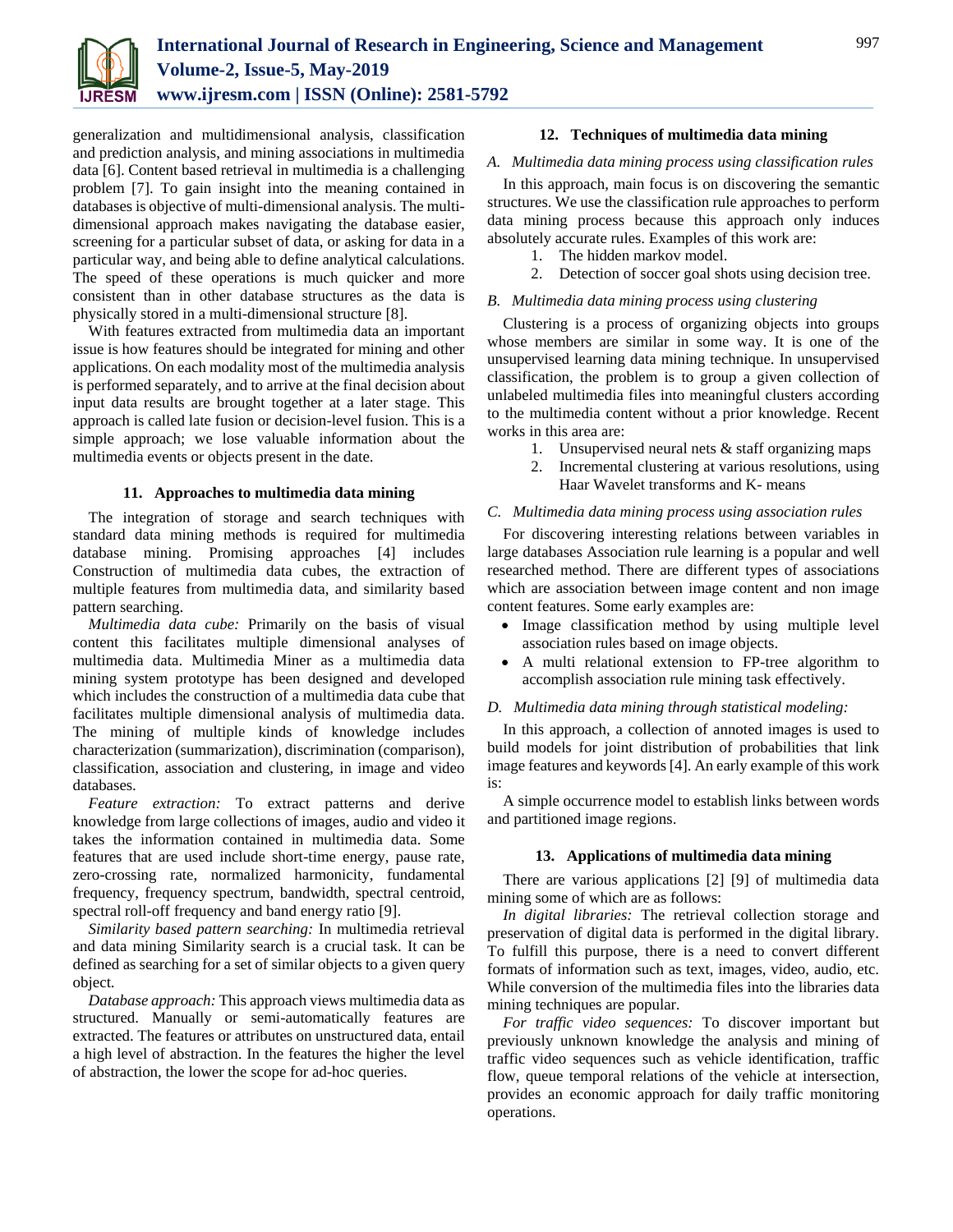generalization and multidimensional analysis, classification and prediction analysis, and mining associations in multimedia data [6]. Content based retrieval in multimedia is a challenging problem [7]. To gain insight into the meaning contained in databases is objective of multi-dimensional analysis. The multi-dimensional approach makes navigating the database easier, screening for a particular subset of data, or asking for data in a particular way, and being able to define analytical calculations. The speed of these operations is much quicker and more consistent than in other database structures as the data is physically stored in a multi-dimensional structure [8].

With features extracted from multimedia data an important issue is how features should be integrated for mining and other applications. On each modality most of the multimedia analysis is performed separately, and to arrive at the final decision about input data results are brought together at a later stage. This approach is called late fusion or decision-level fusion. This is a simple approach; we lose valuable information about the multimedia events or objects present in the date.

## 11. Approaches to multimedia data mining

The integration of storage and search techniques with standard data mining methods is required for multimedia database mining. Promising approaches [4] includes Construction of multimedia data cubes, the extraction of multiple features from multimedia data, and similarity based pattern searching.

*Multimedia data cube:* Primarily on the basis of visual content this facilitates multiple dimensional analyses of multimedia data. Multimedia Miner as a multimedia data mining system prototype has been designed and developed which includes the construction of a multimedia data cube that facilitates multiple dimensional analysis of multimedia data. The mining of multiple kinds of knowledge includes characterization (summarization), discrimination (comparison), classification, association and clustering, in image and video databases.

*Feature extraction:* To extract patterns and derive knowledge from large collections of images, audio and video it takes the information contained in multimedia data. Some features that are used include short-time energy, pause rate, zero-crossing rate, normalized harmonicity, fundamental frequency, frequency spectrum, bandwidth, spectral centroid, spectral roll-off frequency and band energy ratio [9].

*Similarity based pattern searching:* In multimedia retrieval and data mining Similarity search is a crucial task. It can be defined as searching for a set of similar objects to a given query object.

*Database approach:* This approach views multimedia data as structured. Manually or semi-automatically features are extracted. The features or attributes on unstructured data, entail a high level of abstraction. In the features the higher the level of abstraction, the lower the scope for ad-hoc queries.

## 12. Techniques of multimedia data mining

### A. Multimedia data mining process using classification rules

In this approach, main focus is on discovering the semantic structures. We use the classification rule approaches to perform data mining process because this approach only induces absolutely accurate rules. Examples of this work are:

1. The hidden markov model.
2. Detection of soccer goal shots using decision tree.

### B. Multimedia data mining process using clustering

Clustering is a process of organizing objects into groups whose members are similar in some way. It is one of the unsupervised learning data mining technique. In unsupervised classification, the problem is to group a given collection of unlabeled multimedia files into meaningful clusters according to the multimedia content without a prior knowledge. Recent works in this area are:

1. Unsupervised neural nets & staff organizing maps
2. Incremental clustering at various resolutions, using Haar Wavelet transforms and K- means

### C. Multimedia data mining process using association rules

For discovering interesting relations between variables in large databases Association rule learning is a popular and well researched method. There are different types of associations which are association between image content and non image content features. Some early examples are:

- Image classification method by using multiple level association rules based on image objects.
- A multi relational extension to FP-tree algorithm to accomplish association rule mining task effectively.

### D. Multimedia data mining through statistical modeling:

In this approach, a collection of annoted images is used to build models for joint distribution of probabilities that link image features and keywords [4]. An early example of this work is:

A simple occurrence model to establish links between words and partitioned image regions.

## 13. Applications of multimedia data mining

There are various applications [2] [9] of multimedia data mining some of which are as follows:

*In digital libraries:* The retrieval collection storage and preservation of digital data is performed in the digital library. To fulfill this purpose, there is a need to convert different formats of information such as text, images, video, audio, etc. While conversion of the multimedia files into the libraries data mining techniques are popular.

*For traffic video sequences:* To discover important but previously unknown knowledge the analysis and mining of traffic video sequences such as vehicle identification, traffic flow, queue temporal relations of the vehicle at intersection, provides an economic approach for daily traffic monitoring operations.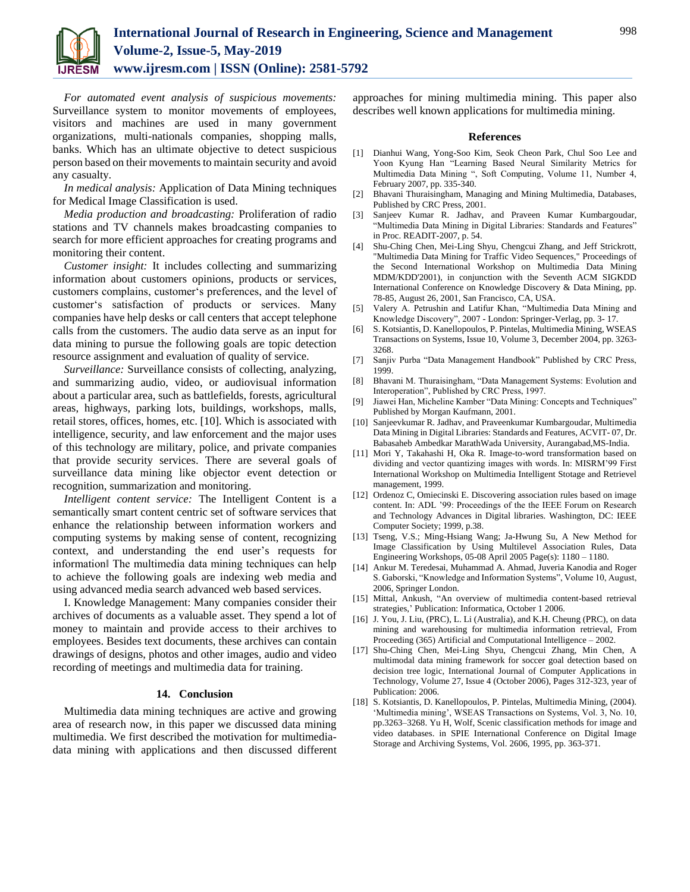*For automated event analysis of suspicious movements:* Surveillance system to monitor movements of employees, visitors and machines are used in many government organizations, multi-nationals companies, shopping malls, banks. Which has an ultimate objective to detect suspicious person based on their movements to maintain security and avoid any casualty.

*In medical analysis:* Application of Data Mining techniques for Medical Image Classification is used.

*Media production and broadcasting:* Proliferation of radio stations and TV channels makes broadcasting companies to search for more efficient approaches for creating programs and monitoring their content.

*Customer insight:* It includes collecting and summarizing information about customers opinions, products or services, customers complains, customer‘s preferences, and the level of customer‘s satisfaction of products or services. Many companies have help desks or call centers that accept telephone calls from the customers. The audio data serve as an input for data mining to pursue the following goals are topic detection resource assignment and evaluation of quality of service.

*Surveillance:* Surveillance consists of collecting, analyzing, and summarizing audio, video, or audiovisual information about a particular area, such as battlefields, forests, agricultural areas, highways, parking lots, buildings, workshops, malls, retail stores, offices, homes, etc. [10]. Which is associated with intelligence, security, and law enforcement and the major uses of this technology are military, police, and private companies that provide security services. There are several goals of surveillance data mining like objector event detection or recognition, summarization and monitoring.

*Intelligent content service:* The Intelligent Content is a semantically smart content centric set of software services that enhance the relationship between information workers and computing systems by making sense of content, recognizing context, and understanding the end user's requests for information‖ The multimedia data mining techniques can help to achieve the following goals are indexing web media and using advanced media search advanced web based services.

I. Knowledge Management: Many companies consider their archives of documents as a valuable asset. They spend a lot of money to maintain and provide access to their archives to employees. Besides text documents, these archives can contain drawings of designs, photos and other images, audio and video recording of meetings and multimedia data for training.

## 14. Conclusion

Multimedia data mining techniques are active and growing area of research now, in this paper we discussed data mining multimedia. We first described the motivation for multimedia-data mining with applications and then discussed different approaches for mining multimedia mining. This paper also describes well known applications for multimedia mining.

## References

[1] Dianhui Wang, Yong-Soo Kim, Seok Cheon Park, Chul Soo Lee and Yoon Kyung Han "Learning Based Neural Similarity Metrics for Multimedia Data Mining ", Soft Computing, Volume 11, Number 4, February 2007, pp. 335-340.

[2] Bhavani Thuraisingham, Managing and Mining Multimedia, Databases, Published by CRC Press, 2001.

[3] Sanjeev Kumar R. Jadhav, and Praveen Kumar Kumbargoudar, "Multimedia Data Mining in Digital Libraries: Standards and Features" in Proc. READIT-2007, p. 54.

[4] Shu-Ching Chen, Mei-Ling Shyu, Chengcui Zhang, and Jeff Strickrott, "Multimedia Data Mining for Traffic Video Sequences," Proceedings of the Second International Workshop on Multimedia Data Mining MDM/KDD'2001), in conjunction with the Seventh ACM SIGKDD International Conference on Knowledge Discovery & Data Mining, pp. 78-85, August 26, 2001, San Francisco, CA, USA.

[5] Valery A. Petrushin and Latifur Khan, "Multimedia Data Mining and Knowledge Discovery", 2007 - London: Springer-Verlag, pp. 3- 17.

[6] S. Kotsiantis, D. Kanellopoulos, P. Pintelas, Multimedia Mining, WSEAS Transactions on Systems, Issue 10, Volume 3, December 2004, pp. 3263-3268.

[7] Sanjiv Purba "Data Management Handbook" Published by CRC Press, 1999.

[8] Bhavani M. Thuraisingham, "Data Management Systems: Evolution and Interoperation", Published by CRC Press, 1997.

[9] Jiawei Han, Micheline Kamber "Data Mining: Concepts and Techniques" Published by Morgan Kaufmann, 2001.

[10] Sanjeevkumar R. Jadhav, and Praveenkumar Kumbargoudar, Multimedia Data Mining in Digital Libraries: Standards and Features, ACVIT- 07, Dr. Babasaheb Ambedkar MarathWada University, Aurangabad,MS-India.

[11] Mori Y, Takahashi H, Oka R. Image-to-word transformation based on dividing and vector quantizing images with words. In: MISRM'99 First International Workshop on Multimedia Intelligent Stotage and Retrievel management, 1999.

[12] Ordenoz C, Omiecinski E. Discovering association rules based on image content. In: ADL '99: Proceedings of the the IEEE Forum on Research and Technology Advances in Digital libraries. Washington, DC: IEEE Computer Society; 1999, p.38.

[13] Tseng, V.S.; Ming-Hsiang Wang; Ja-Hwung Su, A New Method for Image Classification by Using Multilevel Association Rules, Data Engineering Workshops, 05-08 April 2005 Page(s): 1180 – 1180.

[14] Ankur M. Teredesai, Muhammad A. Ahmad, Juveria Kanodia and Roger S. Gaborski, "Knowledge and Information Systems", Volume 10, August, 2006, Springer London.

[15] Mittal, Ankush, "An overview of multimedia content-based retrieval strategies,' Publication: Informatica, October 1 2006.

[16] J. You, J. Liu, (PRC), L. Li (Australia), and K.H. Cheung (PRC), on data mining and warehousing for multimedia information retrieval, From Proceeding (365) Artificial and Computational Intelligence – 2002.

[17] Shu-Ching Chen, Mei-Ling Shyu, Chengcui Zhang, Min Chen, A multimodal data mining framework for soccer goal detection based on decision tree logic, International Journal of Computer Applications in Technology, Volume 27, Issue 4 (October 2006), Pages 312-323, year of Publication: 2006.

[18] S. Kotsiantis, D. Kanellopoulos, P. Pintelas, Multimedia Mining, (2004). 'Multimedia mining', WSEAS Transactions on Systems, Vol. 3, No. 10, pp.3263–3268. Yu H, Wolf, Scenic classification methods for image and video databases. in SPIE International Conference on Digital Image Storage and Archiving Systems, Vol. 2606, 1995, pp. 363-371.